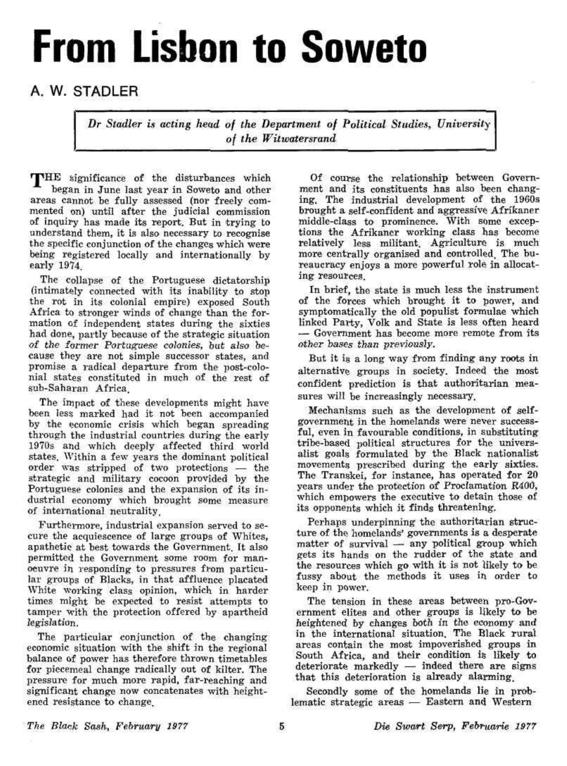# From Lisbon to Soweto

## A. W. STADLER

*Dr Stadler is acting head of the Department of Political Studies, University of the Witwatersrand*

THE significance of the disturbances which began in June last year in Soweto and other areas cannot be fully assessed (nor freely commented on) until after the judicial commission of inquiry has made its report. But in trying to understand them, it is also necessary to recognise the specific conjunction of the changes which were being registered locally and internationally by early 1974.

The collapse of the Portuguese dictatorship (intimately connected with its inability to stop the rot in its colonial empire) exposed South Africa to stronger winds of change than the formation of independent states during the sixties had done, partly because of the strategic situation *of the former Portuguese colonies, but also* because they are not simple successor states, and promise a radical departure from the post-colonial states constituted in much of the rest of sub-Saharan Africa.

The impact of these developments might have been less marked had it not been accompanied by the economic crisis which began spreading through the industrial countries during the early 1970s and which deeply affected third world states. Within a few years the dominant political order was stripped of two protections — the strategic and military cocoon provided by the Portuguese colonies and the expansion of its industrial economy which brought some measure of international neutrality.

Furthermore, industrial expansion served to secure the acquiescence of large groups of Whites, apathetic at best towards the Government. It also permitted the Government some room for manoeuvre in responding to pressures from particular groups of Blacks, in that affluence placated White working class opinion, which in harder times might be expected to resist attempts to tamper with the protection offered by apartheid legislation.

The particular conjunction of the changing economic situation with the shift in the regional balance of power has therefore thrown timetables for piecemeal change radically out of kilter. The pressure for much more rapid, far-reaching and significant change now concatenates with heightened resistance to change.

Of course the relationship between Government and its constituents has also been changing. The industrial development of the 1960s brought a self-confident and aggressive Afrikaner middle-class to prominence. With some exceptions the Afrikaner working class has become relatively less militant. Agriculture is much more centrally organised and controlled. The bureaucracy enjoys a more powerful role in allocating resources.

In brief, the state is much less the instrument of the forces which brought it to power, and symptomatically the old populist formulae which linked Party, Volk and State is less often heard — Government has become more remote from its *other bases than previously.*

But it is a long way from finding any roots in alternative groups in society. Indeed the most confident prediction is that authoritarian measures will be increasingly necessary.

Mechanisms such as the development of self-government in the homelands were never successful, even in favourable conditions, in substituting tribe-based political structures for the universalist goals formulated by the Black nationalist movements prescribed during the early sixties. The Transkei, for instance, has operated for 20 years under the protection of *Proclamation R400*, which empowers the executive to detain those of its opponents which it finds threatening.

Perhaps underpinning the authoritarian structure of the homelands' governments is a desperate matter of survival — any political group which gets its hands on the rudder of the state and the resources which go with it is not likely to be fussy about the methods it uses in order to keep in power.

The tension in these areas between pro-Government elites and other groups is likely to be heightened by changes both in the economy and in the international situation. The Black rural areas contain the most impoverished groups in South Africa, and their condition is likely to deteriorate markedly — indeed there are signs that this deterioration is already alarming.

Secondly some of the homelands lie in problematic strategic areas — Eastern and Western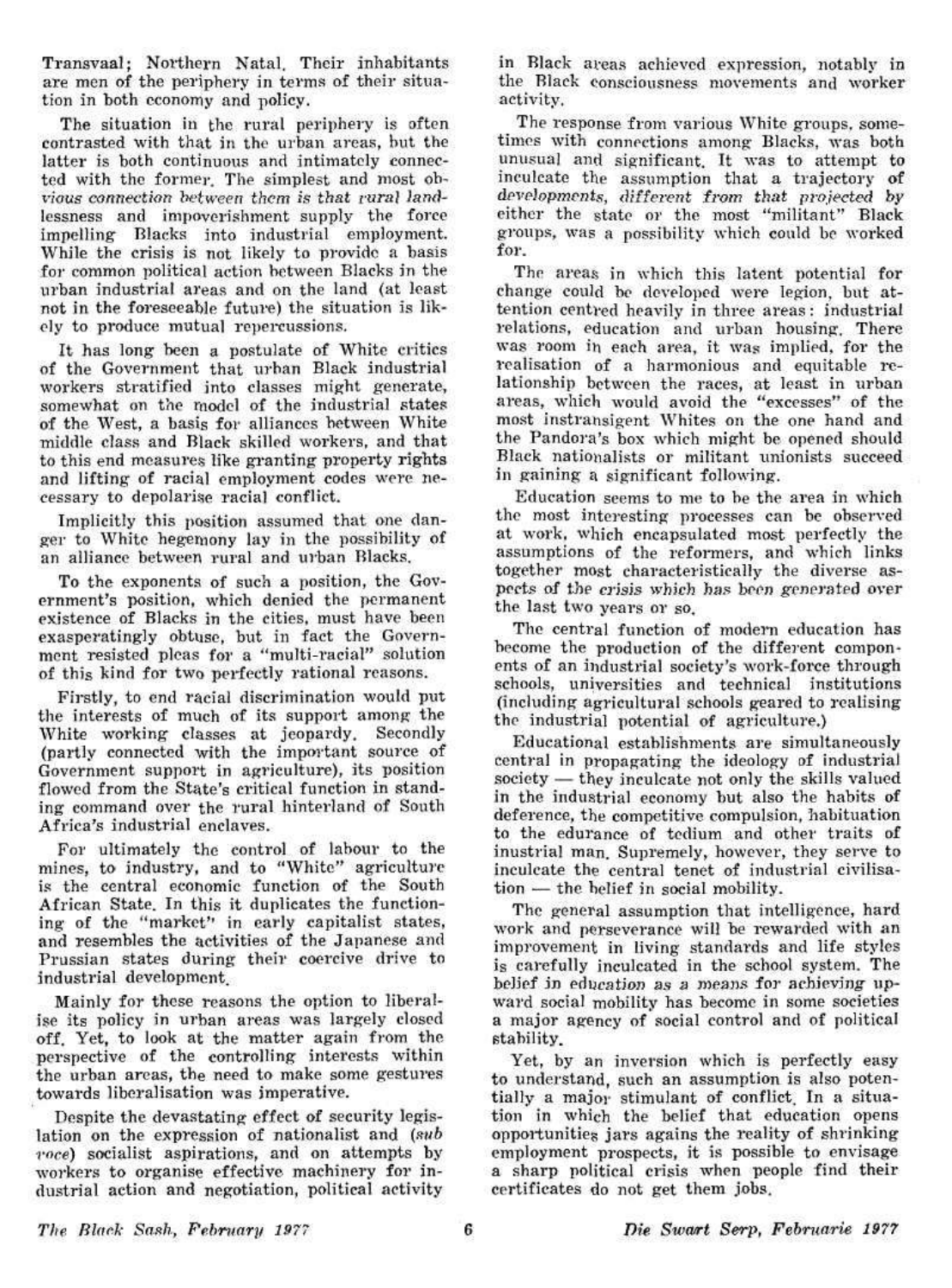Transvaal; Northern Natal. Their inhabitants are men of the periphery in terms of their situation in both economy and policy.

The situation in the rural periphery is often contrasted with that in the urban areas, but the latter is both continuous and intimately connected with the former. The simplest and most obvious connection between them is that rural landlessness and impoverishment supply the force impelling Blacks into industrial employment. While the crisis is not likely to provide a basis for common political action between Blacks in the urban industrial areas and on the land (at least not in the foreseeable future) the situation is likely to produce mutual repercussions.

It has long been a postulate of White critics of the Government that urban Black industrial workers stratified into classes might generate, somewhat on the model of the industrial states of the West, a basis for alliances between White middle class and Black skilled workers, and that to this end measures like granting property rights and lifting of racial employment codes were necessary to depolarise racial conflict.

Implicitly this position assumed that one danger to White hegemony lay in the possibility of an alliance between rural and urban Blacks.

To the exponents of such a position, the Government's position, which denied the permanent existence of Blacks in the cities, must have been exasperatingly obtuse, but in fact the Government resisted pleas for a "multi-racial" solution of this kind for two perfectly rational reasons.

Firstly, to end racial discrimination would put the interests of much of its support among the White working classes at jeopardy. Secondly (partly connected with the important source of Government support in agriculture), its position flowed from the State's critical function in standing command over the rural hinterland of South Africa's industrial enclaves.

For ultimately the control of labour to the mines, to industry, and to "White" agriculture is the central economic function of the South African State. In this it duplicates the functioning of the "market" in early capitalist states, and resembles the activities of the Japanese and Prussian states during their coercive drive to industrial development.

Mainly for these reasons the option to liberalise its policy in urban areas was largely closed off. Yet, to look at the matter again from the perspective of the controlling interests within the urban areas, the need to make some gestures towards liberalisation was imperative.

Despite the devastating effect of security legislation on the expression of nationalist and (*sub voce*) socialist aspirations, and on attempts by workers to organise effective machinery for industrial action and negotiation, political activity in Black areas achieved expression, notably in the Black consciousness movements and worker activity.

The response from various White groups, sometimes with connections among Blacks, was both unusual and significant. It was to attempt to inculcate the assumption that a trajectory of developments, different from that projected by either the state or the most "militant" Black groups, was a possibility which could be worked for.

The areas in which this latent potential for change could be developed were legion, but attention centred heavily in three areas: industrial relations, education and urban housing. There was room in each area, it was implied, for the realisation of a harmonious and equitable relationship between the races, at least in urban areas, which would avoid the "excesses" of the most instransigent Whites on the one hand and the Pandora's box which might be opened should Black nationalists or militant unionists succeed in gaining a significant following.

Education seems to me to be the area in which the most interesting processes can be observed at work, which encapsulated most perfectly the assumptions of the reformers, and which links together most characteristically the diverse aspects of the crisis which has been generated over the last two years or so.

The central function of modern education has become the production of the different components of an industrial society's work-force through schools, universities and technical institutions (including agricultural schools geared to realising the industrial potential of agriculture.)

Educational establishments are simultaneously central in propagating the ideology of industrial society — they inculcate not only the skills valued in the industrial economy but also the habits of deference, the competitive compulsion, habituation to the edurance of tedium and other traits of inustrial man. Supremely, however, they serve to inculcate the central tenet of industrial civilisation — the belief in social mobility.

The general assumption that intelligence, hard work and perseverance will be rewarded with an improvement in living standards and life styles is carefully inculcated in the school system. The belief in education as a means for achieving upward social mobility has become in some societies a major agency of social control and of political stability.

Yet, by an inversion which is perfectly easy to understand, such an assumption is also potentially a major stimulant of conflict. In a situation in which the belief that education opens opportunities jars agains the reality of shrinking employment prospects, it is possible to envisage a sharp political crisis when people find their certificates do not get them jobs.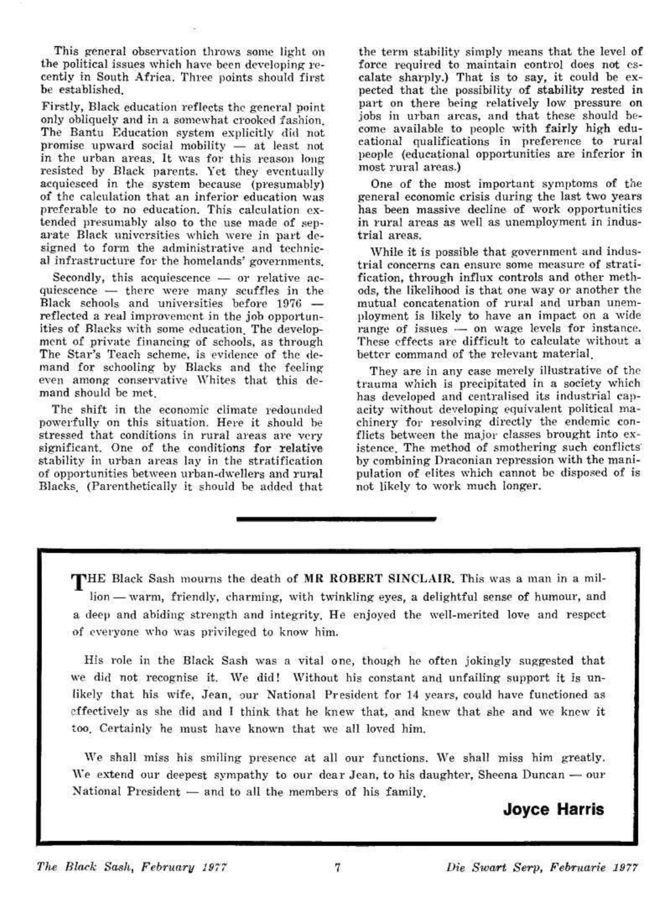This general observation throws some light on the political issues which have been developing recently in South Africa. Three points should first be established.

Firstly, Black education reflects the general point only obliquely and in a somewhat crooked fashion. The Bantu Education system explicitly did not promise upward social mobility — at least not in the urban areas. It was for this reason long resisted by Black parents. Yet they eventually acquiesced in the system because (presumably) of the calculation that an inferior education was preferable to no education. This calculation extended presumably also to the use made of separate Black universities which were in part designed to form the administrative and technical infrastructure for the homelands' governments.

Secondly, this acquiescence — or relative acquiescence — there were many scuffles in the Black schools and universities before 1976 — reflected a real improvement in the job opportunities of Blacks with some education. The development of private financing of schools, as through The Star's Teach scheme, is evidence of the demand for schooling by Blacks and the feeling even among conservative Whites that this demand should be met.

The shift in the economic climate redounded powerfully on this situation. Here it should be stressed that conditions in rural areas are very significant. One of the conditions for relative stability in urban areas lay in the stratification of opportunities between urban-dwellers and rural Blacks. (Parenthetically it should be added that the term stability simply means that the level of force required to maintain control does not escalate sharply.) That is to say, it could be expected that the possibility of stability rested in part on there being relatively low pressure on jobs in urban areas, and that these should become available to people with fairly high educational qualifications in preference to rural people (educational opportunities are inferior in most rural areas.)

One of the most important symptoms of the general economic crisis during the last two years has been massive decline of work opportunities in rural areas as well as unemployment in industrial areas.

While it is possible that government and industrial concerns can ensure some measure of stratification, through influx controls and other methods, the likelihood is that one way or another the mutual concatenation of rural and urban unemployment is likely to have an impact on a wide range of issues — on wage levels for instance. These effects are difficult to calculate without a better command of the relevant material.

They are in any case merely illustrative of the trauma which is precipitated in a society which has developed and centralised its industrial capacity without developing equivalent political machinery for resolving directly the endemic conflicts between the major classes brought into existence. The method of smothering such conflicts by combining Draconian repression with the manipulation of elites which cannot be disposed of is not likely to work much longer.

---

THE Black Sash mourns the death of **MR ROBERT SINCLAIR.** This was a man in a million — warm, friendly, charming, with twinkling eyes, a delightful sense of humour, and a deep and abiding strength and integrity. He enjoyed the well-merited love and respect of everyone who was privileged to know him.

His role in the Black Sash was a vital one, though he often jokingly suggested that we did not recognise it. We did! Without his constant and unfailing support it is unlikely that his wife, Jean, our National President for 14 years, could have functioned as effectively as she did and I think that he knew that, and knew that she and we knew it too. Certainly he must have known that we all loved him.

We shall miss his smiling presence at all our functions. We shall miss him greatly. We extend our deepest sympathy to our dear Jean, to his daughter, Sheena Duncan — our National President — and to all the members of his family.

**Joyce Harris**